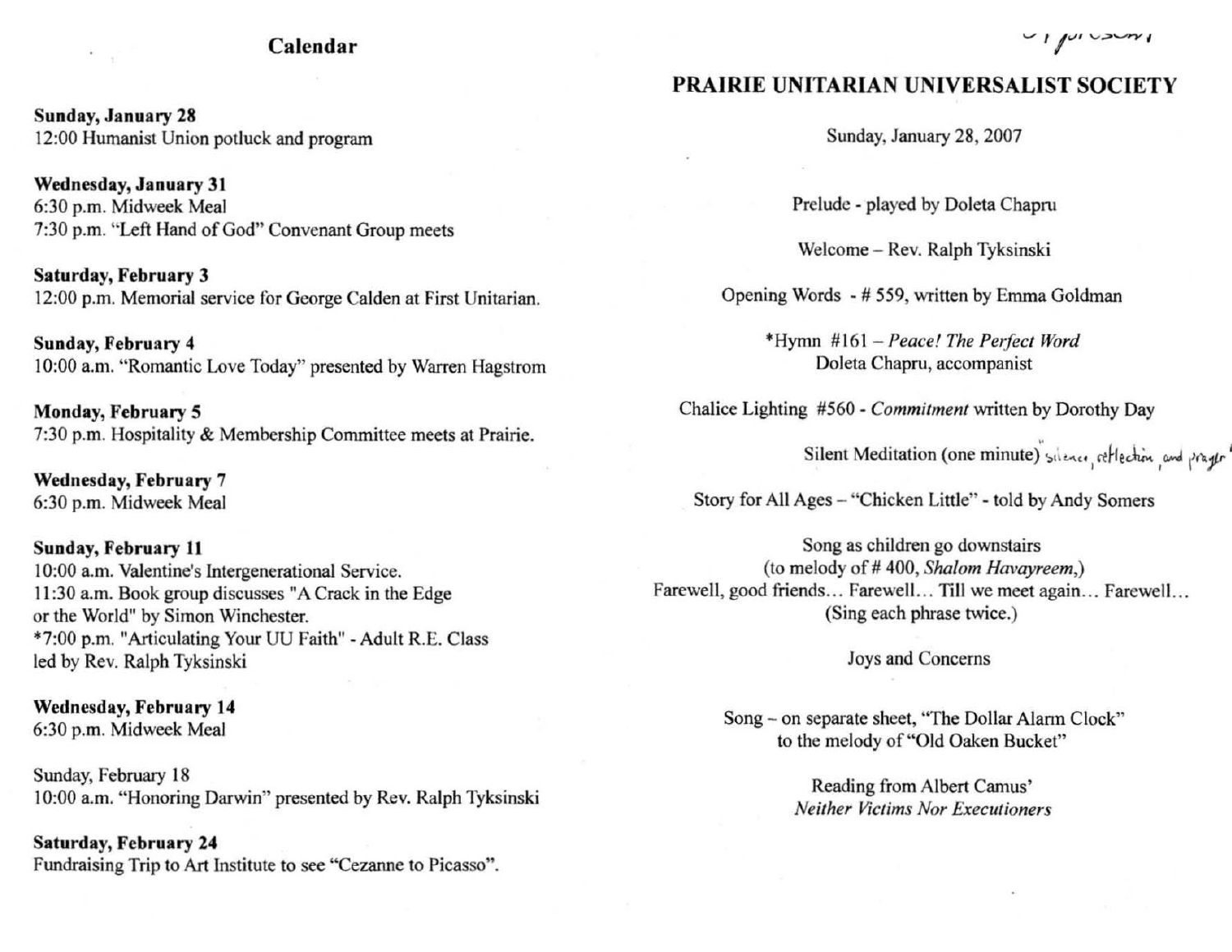## Calendar

**Sunday, January 28**
12:00 Humanist Union potluck and program

**Wednesday, January 31**
6:30 p.m. Midweek Meal
7:30 p.m. "Left Hand of God" Convenant Group meets

**Saturday, February 3**
12:00 p.m. Memorial service for George Calden at First Unitarian.

**Sunday, February 4**
10:00 a.m. "Romantic Love Today" presented by Warren Hagstrom

**Monday, February 5**
7:30 p.m. Hospitality & Membership Committee meets at Prairie.

**Wednesday, February 7**
6:30 p.m. Midweek Meal

**Sunday, February 11**
10:00 a.m. Valentine's Intergenerational Service.
11:30 a.m. Book group discusses "A Crack in the Edge or the World" by Simon Winchester.
*7:00 p.m. "Articulating Your UU Faith" - Adult R.E. Class led by Rev. Ralph Tyksinski

**Wednesday, February 14**
6:30 p.m. Midweek Meal

Sunday, February 18
10:00 a.m. "Honoring Darwin" presented by Rev. Ralph Tyksinski

**Saturday, February 24**
Fundraising Trip to Art Institute to see "Cezanne to Picasso".

# PRAIRIE UNITARIAN UNIVERSALIST SOCIETY

Sunday, January 28, 2007

Prelude - played by Doleta Chapru

Welcome – Rev. Ralph Tyksinski

Opening Words - # 559, written by Emma Goldman

*Hymn #161 – *Peace! The Perfect Word*
Doleta Chapru, accompanist

Chalice Lighting #560 - *Commitment* written by Dorothy Day

Silent Meditation (one minute) "silence, reflection, and prayer"

Story for All Ages – "Chicken Little" - told by Andy Somers

Song as children go downstairs
(to melody of # 400, *Shalom Havayreem*,)
Farewell, good friends… Farewell… Till we meet again… Farewell…
(Sing each phrase twice.)

Joys and Concerns

Song – on separate sheet, "The Dollar Alarm Clock"
to the melody of "Old Oaken Bucket"

Reading from Albert Camus'
*Neither Victims Nor Executioners*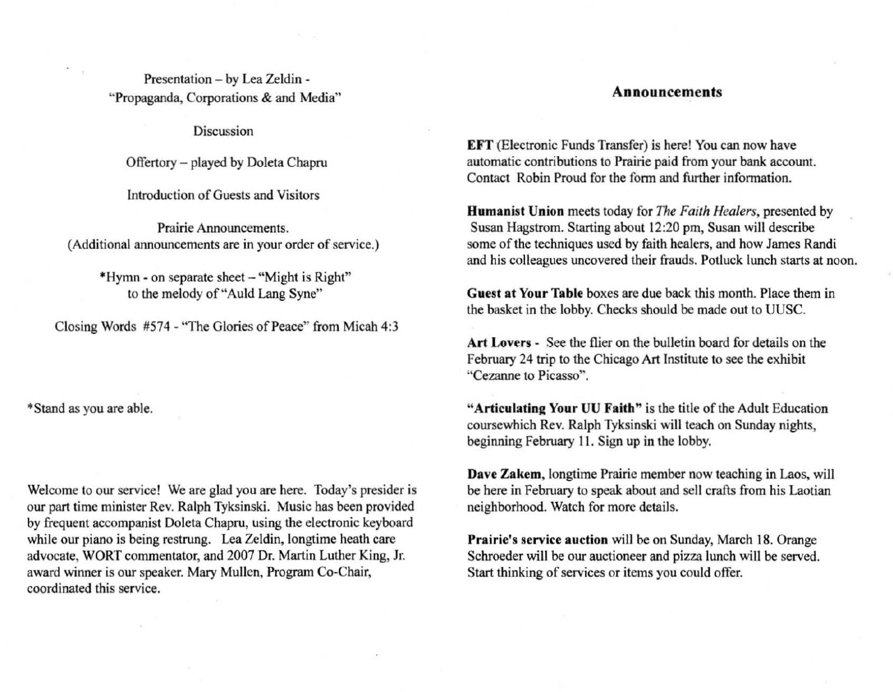Presentation – by Lea Zeldin - "Propaganda, Corporations & and Media"

Discussion

Offertory – played by Doleta Chapru

Introduction of Guests and Visitors

Prairie Announcements.
(Additional announcements are in your order of service.)

*Hymn - on separate sheet – "Might is Right" to the melody of "Auld Lang Syne"

Closing Words #574 - "The Glories of Peace" from Micah 4:3

*Stand as you are able.

Welcome to our service! We are glad you are here. Today's presider is our part time minister Rev. Ralph Tyksinski. Music has been provided by frequent accompanist Doleta Chapru, using the electronic keyboard while our piano is being restrung. Lea Zeldin, longtime heath care advocate, WORT commentator, and 2007 Dr. Martin Luther King, Jr. award winner is our speaker. Mary Mullen, Program Co-Chair, coordinated this service.

## Announcements

**EFT** (Electronic Funds Transfer) is here! You can now have automatic contributions to Prairie paid from your bank account. Contact Robin Proud for the form and further information.

**Humanist Union** meets today for *The Faith Healers*, presented by Susan Hagstrom. Starting about 12:20 pm, Susan will describe some of the techniques used by faith healers, and how James Randi and his colleagues uncovered their frauds. Potluck lunch starts at noon.

**Guest at Your Table** boxes are due back this month. Place them in the basket in the lobby. Checks should be made out to UUSC.

**Art Lovers** - See the flier on the bulletin board for details on the February 24 trip to the Chicago Art Institute to see the exhibit "Cezanne to Picasso".

**"Articulating Your UU Faith"** is the title of the Adult Education coursewhich Rev. Ralph Tyksinski will teach on Sunday nights, beginning February 11. Sign up in the lobby.

**Dave Zakem**, longtime Prairie member now teaching in Laos, will be here in February to speak about and sell crafts from his Laotian neighborhood. Watch for more details.

**Prairie's service auction** will be on Sunday, March 18. Orange Schroeder will be our auctioneer and pizza lunch will be served. Start thinking of services or items you could offer.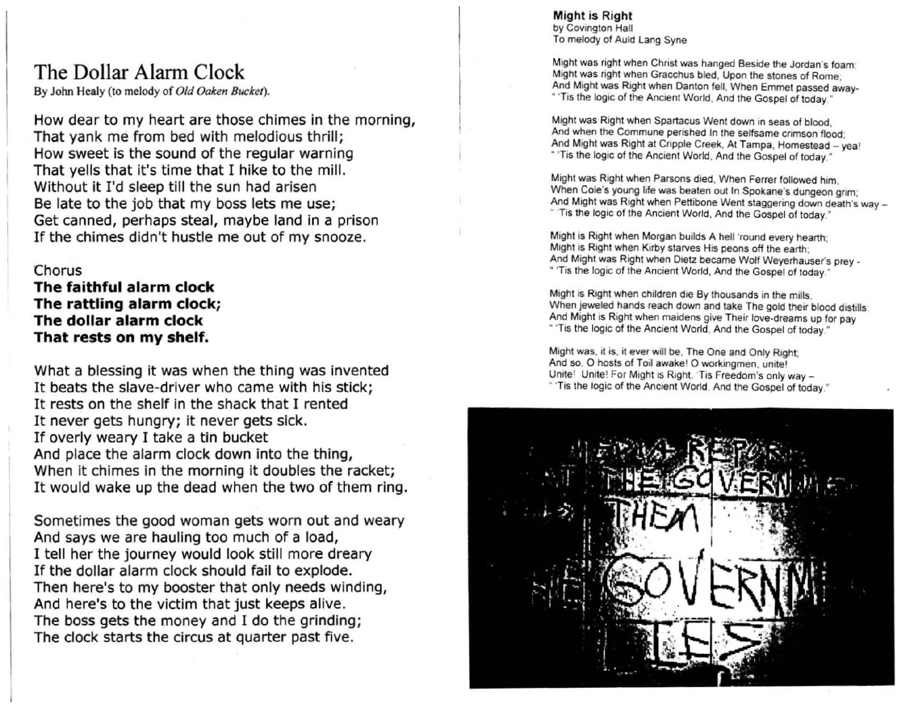# The Dollar Alarm Clock

By John Healy (to melody of *Old Oaken Bucket*).

How dear to my heart are those chimes in the morning,
That yank me from bed with melodious thrill;
How sweet is the sound of the regular warning
That yells that it's time that I hike to the mill.
Without it I'd sleep till the sun had arisen
Be late to the job that my boss lets me use;
Get canned, perhaps steal, maybe land in a prison
If the chimes didn't hustle me out of my snooze.

Chorus
**The faithful alarm clock**
**The rattling alarm clock;**
**The dollar alarm clock**
**That rests on my shelf.**

What a blessing it was when the thing was invented
It beats the slave-driver who came with his stick;
It rests on the shelf in the shack that I rented
It never gets hungry; it never gets sick.
If overly weary I take a tin bucket
And place the alarm clock down into the thing,
When it chimes in the morning it doubles the racket;
It would wake up the dead when the two of them ring.

Sometimes the good woman gets worn out and weary
And says we are hauling too much of a load,
I tell her the journey would look still more dreary
If the dollar alarm clock should fail to explode.
Then here's to my booster that only needs winding,
And here's to the victim that just keeps alive.
The boss gets the money and I do the grinding;
The clock starts the circus at quarter past five.

**Might is Right**
by Covington Hall
To melody of Auld Lang Syne

Might was right when Christ was hanged Beside the Jordan's foam:
Might was right when Gracchus bled, Upon the stones of Rome;
And Might was Right when Danton fell, When Emmet passed away-
" 'Tis the logic of the Ancient World, And the Gospel of today."

Might was Right when Spartacus Went down in seas of blood,
And when the Commune perished In the selfsame crimson flood;
And Might was Right at Cripple Creek, At Tampa, Homestead – yea!
" 'Tis the logic of the Ancient World, And the Gospel of today."

Might was Right when Parsons died, When Ferrer followed him,
When Cole's young life was beaten out In Spokane's dungeon grim;
And Might was Right when Pettibone Went staggering down death's way –
" 'Tis the logic of the Ancient World, And the Gospel of today."

Might is Right when Morgan builds A hell 'round every hearth;
Might is Right when Kirby starves His peons off the earth;
And Might was Right when Dietz became Wolf Weyerhauser's prey -
" 'Tis the logic of the Ancient World, And the Gospel of today."

Might is Right when children die By thousands in the mills,
When jeweled hands reach down and take The gold their blood distills:
And Might is Right when maidens give Their love-dreams up for pay
" 'Tis the logic of the Ancient World, And the Gospel of today."

Might was, it is, it ever will be, The One and Only Right;
And so, O hosts of Toil awake! O workingmen, unite!
Unite! Unite! For Might is Right, 'Tis Freedom's only way –
" 'Tis the logic of the Ancient World, And the Gospel of today."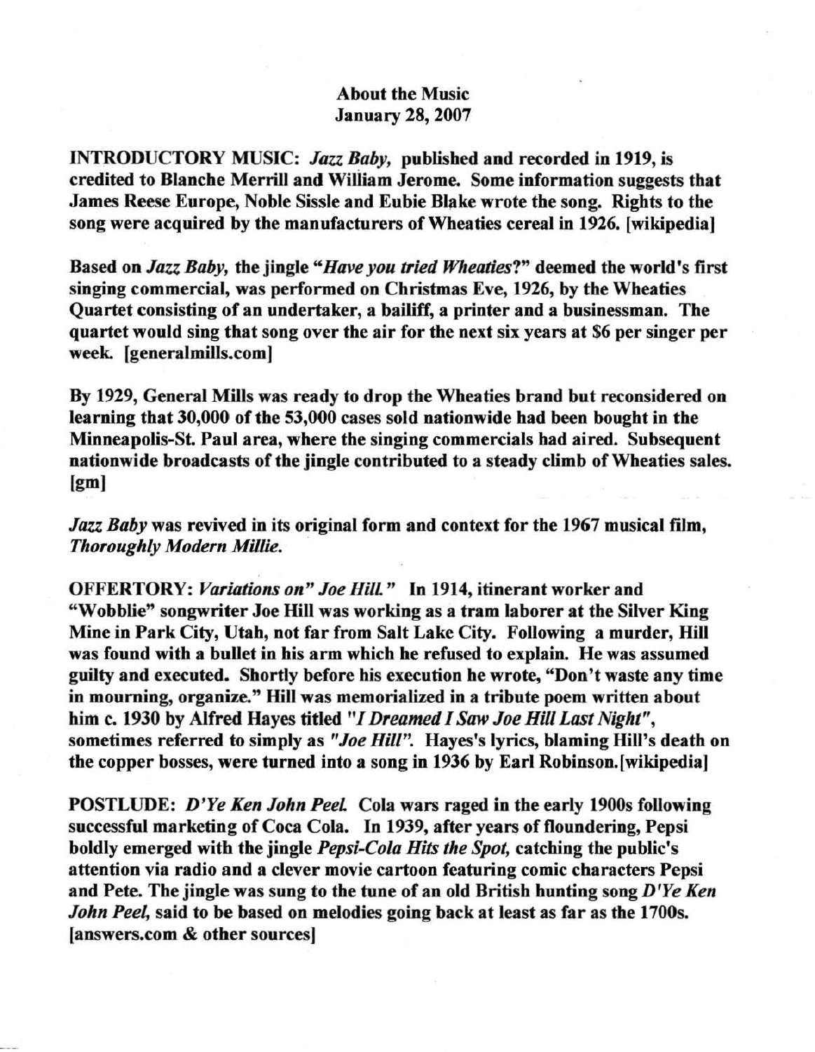# About the Music
## January 28, 2007

**INTRODUCTORY MUSIC:** ***Jazz Baby,*** **published and recorded in 1919, is credited to Blanche Merrill and William Jerome. Some information suggests that James Reese Europe, Noble Sissle and Eubie Blake wrote the song. Rights to the song were acquired by the manufacturers of Wheaties cereal in 1926. [wikipedia]**

**Based on** ***Jazz Baby,*** **the jingle "*Have you tried Wheaties?*" deemed the world's first singing commercial, was performed on Christmas Eve, 1926, by the Wheaties Quartet consisting of an undertaker, a bailiff, a printer and a businessman. The quartet would sing that song over the air for the next six years at $6 per singer per week. [generalmills.com]**

**By 1929, General Mills was ready to drop the Wheaties brand but reconsidered on learning that 30,000 of the 53,000 cases sold nationwide had been bought in the Minneapolis-St. Paul area, where the singing commercials had aired. Subsequent nationwide broadcasts of the jingle contributed to a steady climb of Wheaties sales. [gm]**

***Jazz Baby*** **was revived in its original form and context for the 1967 musical film,** ***Thoroughly Modern Millie.***

**OFFERTORY:** ***Variations on" Joe Hill."*** **In 1914, itinerant worker and "Wobblie" songwriter Joe Hill was working as a tram laborer at the Silver King Mine in Park City, Utah, not far from Salt Lake City. Following a murder, Hill was found with a bullet in his arm which he refused to explain. He was assumed guilty and executed. Shortly before his execution he wrote, "Don't waste any time in mourning, organize." Hill was memorialized in a tribute poem written about him c. 1930 by Alfred Hayes titled "*I Dreamed I Saw Joe Hill Last Night*", sometimes referred to simply as "*Joe Hill*". Hayes's lyrics, blaming Hill's death on the copper bosses, were turned into a song in 1936 by Earl Robinson.[wikipedia]**

**POSTLUDE:** ***D'Ye Ken John Peel.*** **Cola wars raged in the early 1900s following successful marketing of Coca Cola. In 1939, after years of floundering, Pepsi boldly emerged with the jingle** ***Pepsi-Cola Hits the Spot,*** **catching the public's attention via radio and a clever movie cartoon featuring comic characters Pepsi and Pete. The jingle was sung to the tune of an old British hunting song** ***D'Ye Ken John Peel,*** **said to be based on melodies going back at least as far as the 1700s. [answers.com & other sources]**